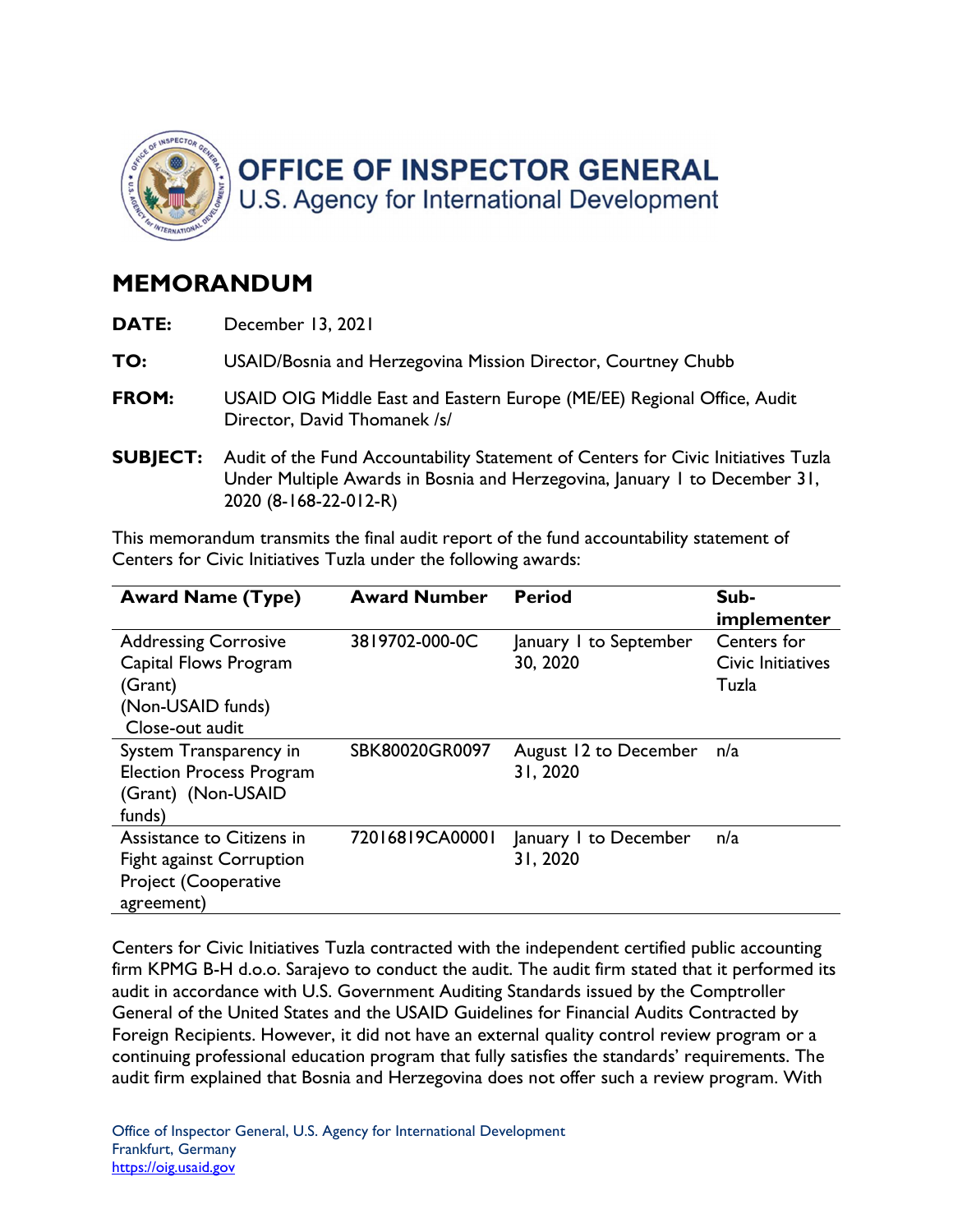# OFFICE OF INSPECTOR GENERAL
U.S. Agency for International Development

## MEMORANDUM

**DATE:** December 13, 2021

**TO:** USAID/Bosnia and Herzegovina Mission Director, Courtney Chubb

**FROM:** USAID OIG Middle East and Eastern Europe (ME/EE) Regional Office, Audit Director, David Thomanek /s/

**SUBJECT:** Audit of the Fund Accountability Statement of Centers for Civic Initiatives Tuzla Under Multiple Awards in Bosnia and Herzegovina, January 1 to December 31, 2020 (8-168-22-012-R)

This memorandum transmits the final audit report of the fund accountability statement of Centers for Civic Initiatives Tuzla under the following awards:

| Award Name (Type) | Award Number | Period | Sub-implementer |
|---|---|---|---|
| Addressing Corrosive Capital Flows Program (Grant) (Non-USAID funds) Close-out audit | 3819702-000-0C | January 1 to September 30, 2020 | Centers for Civic Initiatives Tuzla |
| System Transparency in Election Process Program (Grant) (Non-USAID funds) | SBK80020GR0097 | August 12 to December 31, 2020 | n/a |
| Assistance to Citizens in Fight against Corruption Project (Cooperative agreement) | 72016819CA00001 | January 1 to December 31, 2020 | n/a |

Centers for Civic Initiatives Tuzla contracted with the independent certified public accounting firm KPMG B-H d.o.o. Sarajevo to conduct the audit. The audit firm stated that it performed its audit in accordance with U.S. Government Auditing Standards issued by the Comptroller General of the United States and the USAID Guidelines for Financial Audits Contracted by Foreign Recipients. However, it did not have an external quality control review program or a continuing professional education program that fully satisfies the standards' requirements. The audit firm explained that Bosnia and Herzegovina does not offer such a review program. With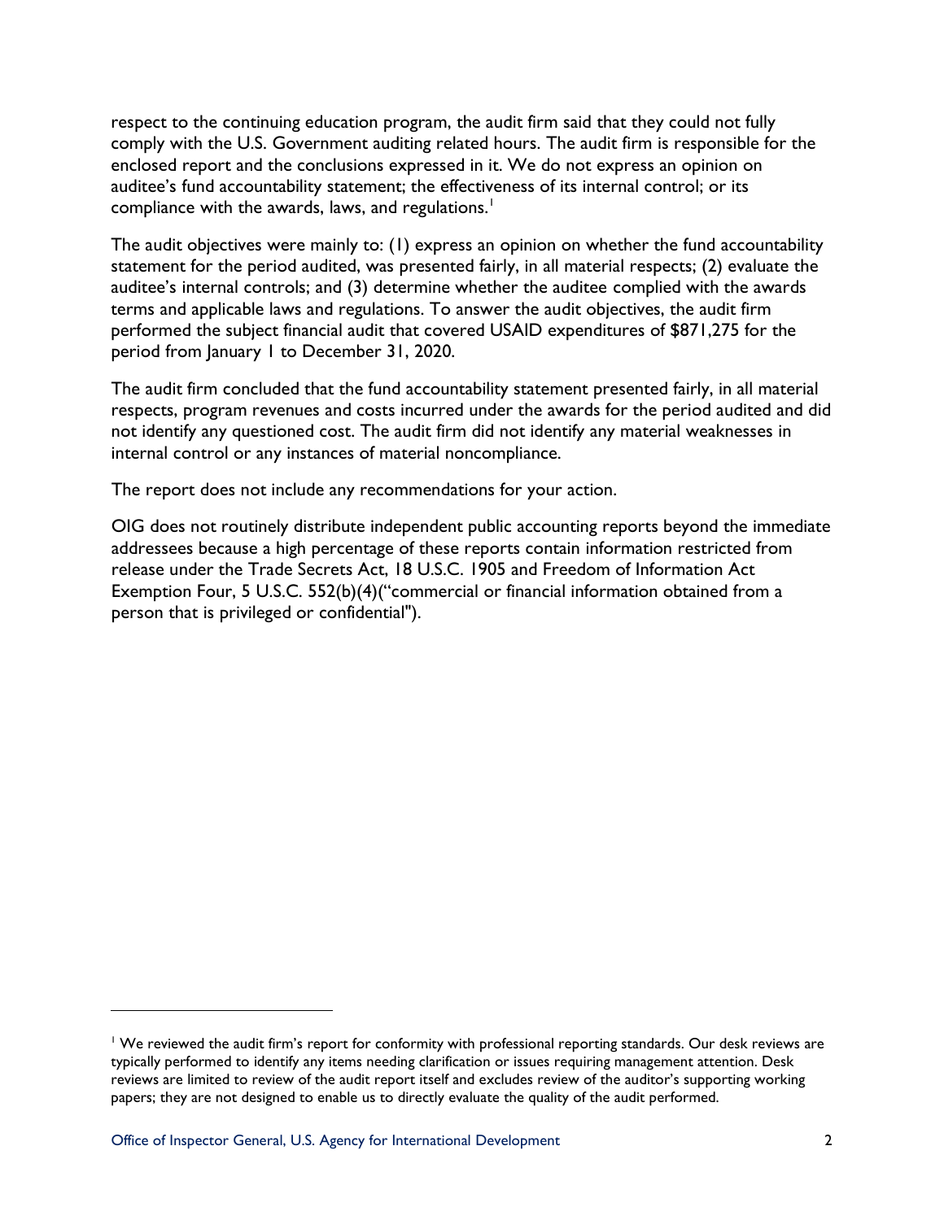respect to the continuing education program, the audit firm said that they could not fully comply with the U.S. Government auditing related hours. The audit firm is responsible for the enclosed report and the conclusions expressed in it. We do not express an opinion on auditee's fund accountability statement; the effectiveness of its internal control; or its compliance with the awards, laws, and regulations.[1]

The audit objectives were mainly to: (1) express an opinion on whether the fund accountability statement for the period audited, was presented fairly, in all material respects; (2) evaluate the auditee's internal controls; and (3) determine whether the auditee complied with the awards terms and applicable laws and regulations. To answer the audit objectives, the audit firm performed the subject financial audit that covered USAID expenditures of $871,275 for the period from January 1 to December 31, 2020.

The audit firm concluded that the fund accountability statement presented fairly, in all material respects, program revenues and costs incurred under the awards for the period audited and did not identify any questioned cost. The audit firm did not identify any material weaknesses in internal control or any instances of material noncompliance.

The report does not include any recommendations for your action.

OIG does not routinely distribute independent public accounting reports beyond the immediate addressees because a high percentage of these reports contain information restricted from release under the Trade Secrets Act, 18 U.S.C. 1905 and Freedom of Information Act Exemption Four, 5 U.S.C. 552(b)(4)("commercial or financial information obtained from a person that is privileged or confidential").

[1] We reviewed the audit firm's report for conformity with professional reporting standards. Our desk reviews are typically performed to identify any items needing clarification or issues requiring management attention. Desk reviews are limited to review of the audit report itself and excludes review of the auditor's supporting working papers; they are not designed to enable us to directly evaluate the quality of the audit performed.